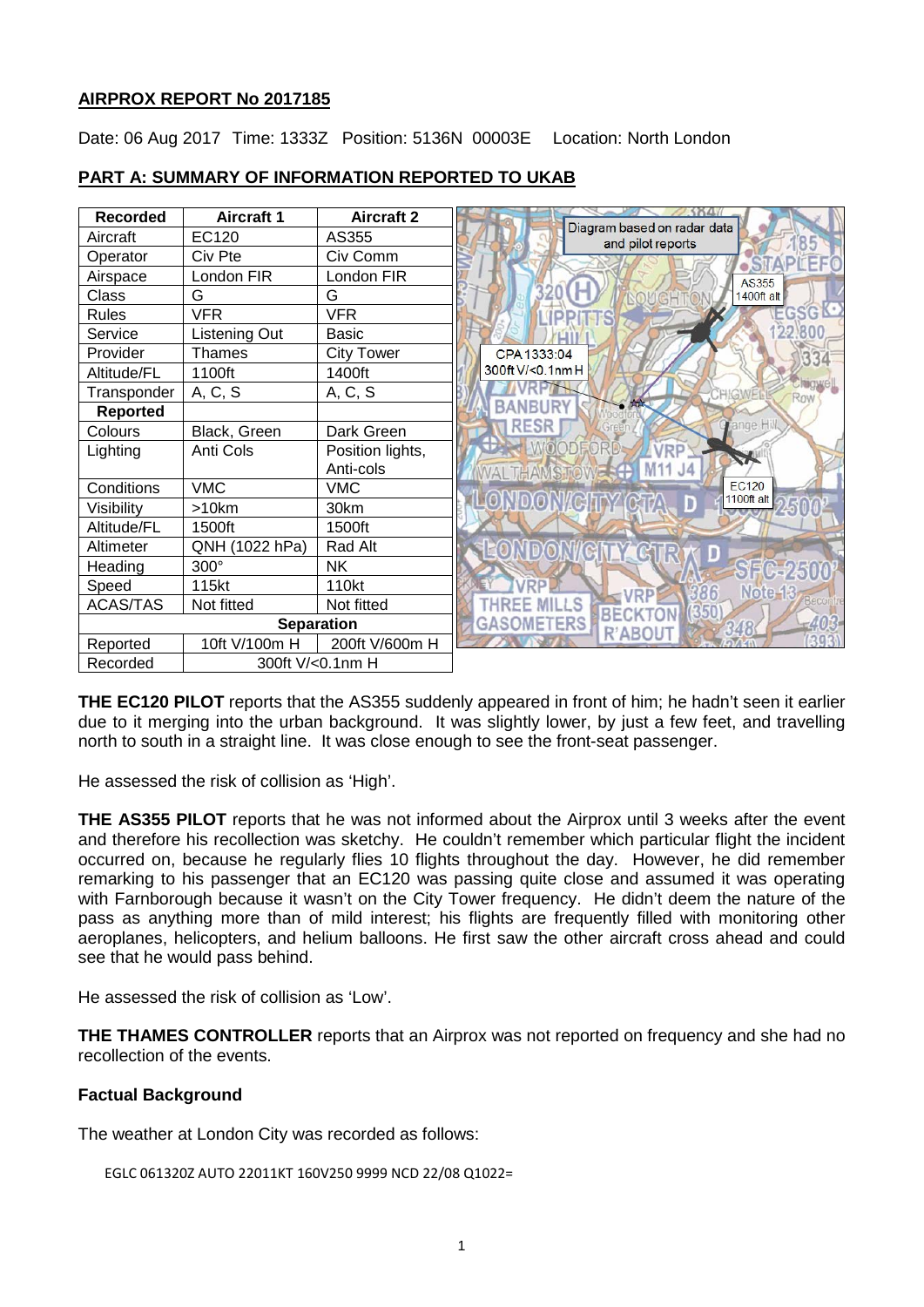## AIRPROX REPORT No 2017185

Date: 06 Aug 2017 Time: 1333Z Position: 5136N 00003E Location: North London

## PART A: SUMMARY OF INFORMATION REPORTED TO UKAB

| Recorded | Aircraft 1 | Aircraft 2 |
|---|---|---|
| Aircraft | EC120 | AS355 |
| Operator | Civ Pte | Civ Comm |
| Airspace | London FIR | London FIR |
| Class | G | G |
| Rules | VFR | VFR |
| Service | Listening Out | Basic |
| Provider | Thames | City Tower |
| Altitude/FL | 1100ft | 1400ft |
| Transponder | A, C, S | A, C, S |
| **Reported** | | |
| Colours | Black, Green | Dark Green |
| Lighting | Anti Cols | Position lights, Anti-cols |
| Conditions | VMC | VMC |
| Visibility | >10km | 30km |
| Altitude/FL | 1500ft | 1500ft |
| Altimeter | QNH (1022 hPa) | Rad Alt |
| Heading | 300° | NK |
| Speed | 115kt | 110kt |
| ACAS/TAS | Not fitted | Not fitted |
| **Separation** | | |
| Reported | 10ft V/100m H | 200ft V/600m H |
| Recorded | 300ft V/<0.1nm H | |

Diagram based on radar data and pilot reports

CPA 1333:04
300ft V/<0.1nm H

AS355 1400ft alt

EC120 1100ft alt

**THE EC120 PILOT** reports that the AS355 suddenly appeared in front of him; he hadn't seen it earlier due to it merging into the urban background. It was slightly lower, by just a few feet, and travelling north to south in a straight line. It was close enough to see the front-seat passenger.

He assessed the risk of collision as 'High'.

**THE AS355 PILOT** reports that he was not informed about the Airprox until 3 weeks after the event and therefore his recollection was sketchy. He couldn't remember which particular flight the incident occurred on, because he regularly flies 10 flights throughout the day. However, he did remember remarking to his passenger that an EC120 was passing quite close and assumed it was operating with Farnborough because it wasn't on the City Tower frequency. He didn't deem the nature of the pass as anything more than of mild interest; his flights are frequently filled with monitoring other aeroplanes, helicopters, and helium balloons. He first saw the other aircraft cross ahead and could see that he would pass behind.

He assessed the risk of collision as 'Low'.

**THE THAMES CONTROLLER** reports that an Airprox was not reported on frequency and she had no recollection of the events.

### Factual Background

The weather at London City was recorded as follows:

```
EGLC 061320Z AUTO 22011KT 160V250 9999 NCD 22/08 Q1022=
```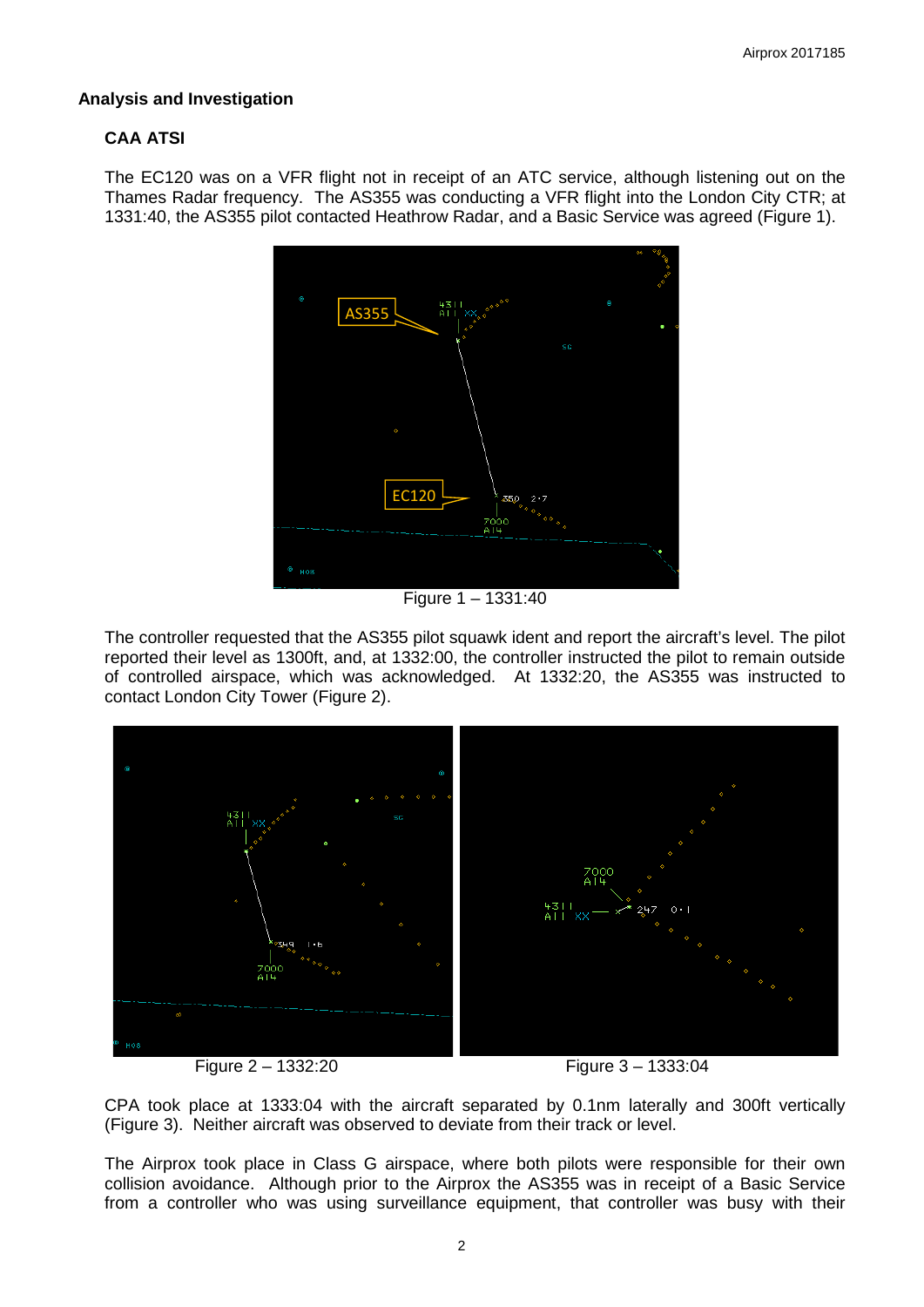## Analysis and Investigation

### CAA ATSI

The EC120 was on a VFR flight not in receipt of an ATC service, although listening out on the Thames Radar frequency. The AS355 was conducting a VFR flight into the London City CTR; at 1331:40, the AS355 pilot contacted Heathrow Radar, and a Basic Service was agreed (Figure 1).

Figure 1 – 1331:40

The controller requested that the AS355 pilot squawk ident and report the aircraft's level. The pilot reported their level as 1300ft, and, at 1332:00, the controller instructed the pilot to remain outside of controlled airspace, which was acknowledged. At 1332:20, the AS355 was instructed to contact London City Tower (Figure 2).

Figure 2 – 1332:20

Figure 3 – 1333:04

CPA took place at 1333:04 with the aircraft separated by 0.1nm laterally and 300ft vertically (Figure 3). Neither aircraft was observed to deviate from their track or level.

The Airprox took place in Class G airspace, where both pilots were responsible for their own collision avoidance. Although prior to the Airprox the AS355 was in receipt of a Basic Service from a controller who was using surveillance equipment, that controller was busy with their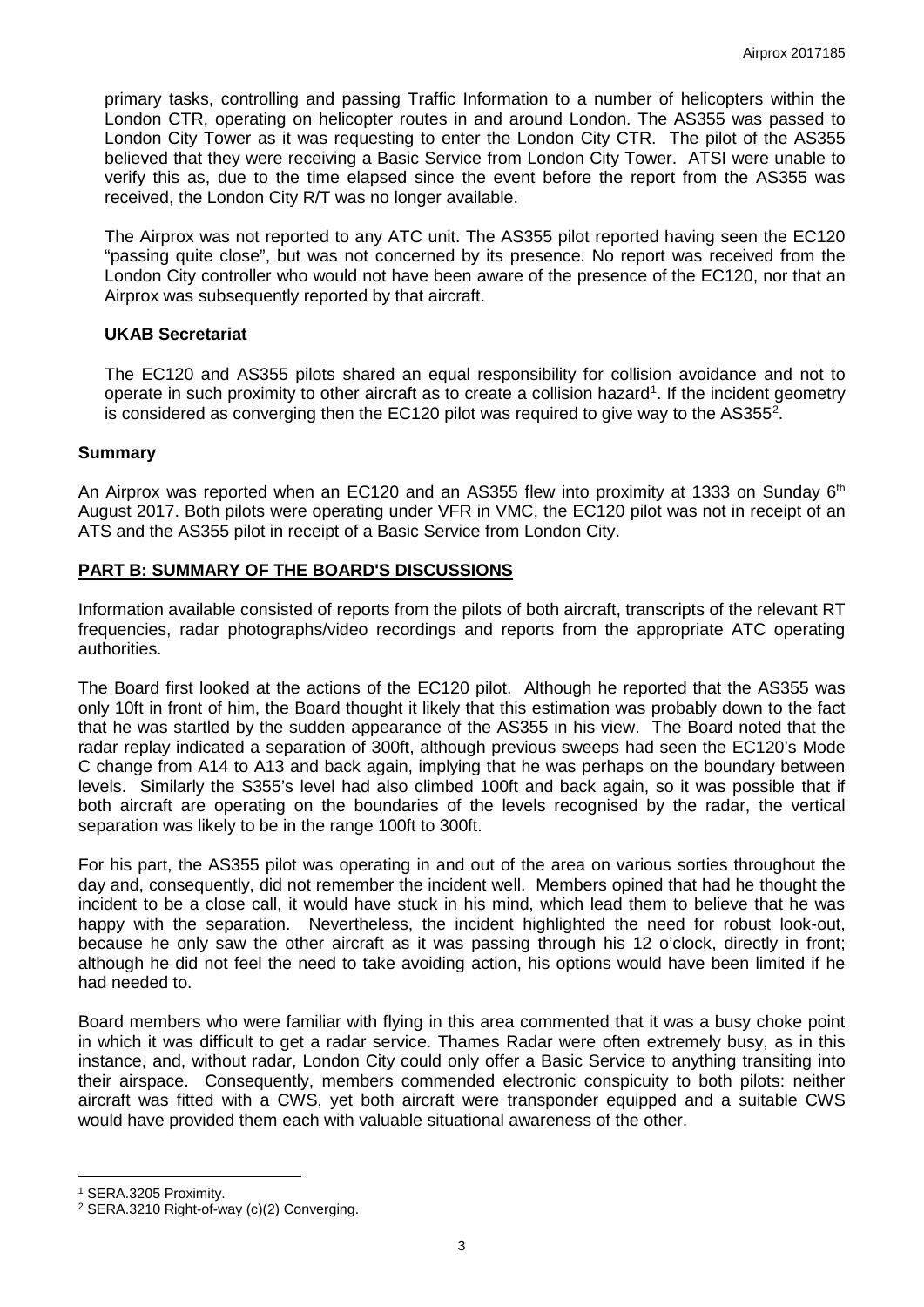primary tasks, controlling and passing Traffic Information to a number of helicopters within the London CTR, operating on helicopter routes in and around London. The AS355 was passed to London City Tower as it was requesting to enter the London City CTR. The pilot of the AS355 believed that they were receiving a Basic Service from London City Tower. ATSI were unable to verify this as, due to the time elapsed since the event before the report from the AS355 was received, the London City R/T was no longer available.

The Airprox was not reported to any ATC unit. The AS355 pilot reported having seen the EC120 "passing quite close", but was not concerned by its presence. No report was received from the London City controller who would not have been aware of the presence of the EC120, nor that an Airprox was subsequently reported by that aircraft.

### UKAB Secretariat

The EC120 and AS355 pilots shared an equal responsibility for collision avoidance and not to operate in such proximity to other aircraft as to create a collision hazard[1]. If the incident geometry is considered as converging then the EC120 pilot was required to give way to the AS355[2].

## Summary

An Airprox was reported when an EC120 and an AS355 flew into proximity at 1333 on Sunday 6th August 2017. Both pilots were operating under VFR in VMC, the EC120 pilot was not in receipt of an ATS and the AS355 pilot in receipt of a Basic Service from London City.

## PART B: SUMMARY OF THE BOARD'S DISCUSSIONS

Information available consisted of reports from the pilots of both aircraft, transcripts of the relevant RT frequencies, radar photographs/video recordings and reports from the appropriate ATC operating authorities.

The Board first looked at the actions of the EC120 pilot. Although he reported that the AS355 was only 10ft in front of him, the Board thought it likely that this estimation was probably down to the fact that he was startled by the sudden appearance of the AS355 in his view. The Board noted that the radar replay indicated a separation of 300ft, although previous sweeps had seen the EC120's Mode C change from A14 to A13 and back again, implying that he was perhaps on the boundary between levels. Similarly the S355's level had also climbed 100ft and back again, so it was possible that if both aircraft are operating on the boundaries of the levels recognised by the radar, the vertical separation was likely to be in the range 100ft to 300ft.

For his part, the AS355 pilot was operating in and out of the area on various sorties throughout the day and, consequently, did not remember the incident well. Members opined that had he thought the incident to be a close call, it would have stuck in his mind, which lead them to believe that he was happy with the separation. Nevertheless, the incident highlighted the need for robust look-out, because he only saw the other aircraft as it was passing through his 12 o'clock, directly in front; although he did not feel the need to take avoiding action, his options would have been limited if he had needed to.

Board members who were familiar with flying in this area commented that it was a busy choke point in which it was difficult to get a radar service. Thames Radar were often extremely busy, as in this instance, and, without radar, London City could only offer a Basic Service to anything transiting into their airspace. Consequently, members commended electronic conspicuity to both pilots: neither aircraft was fitted with a CWS, yet both aircraft were transponder equipped and a suitable CWS would have provided them each with valuable situational awareness of the other.

---

[1] SERA.3205 Proximity.

[2] SERA.3210 Right-of-way (c)(2) Converging.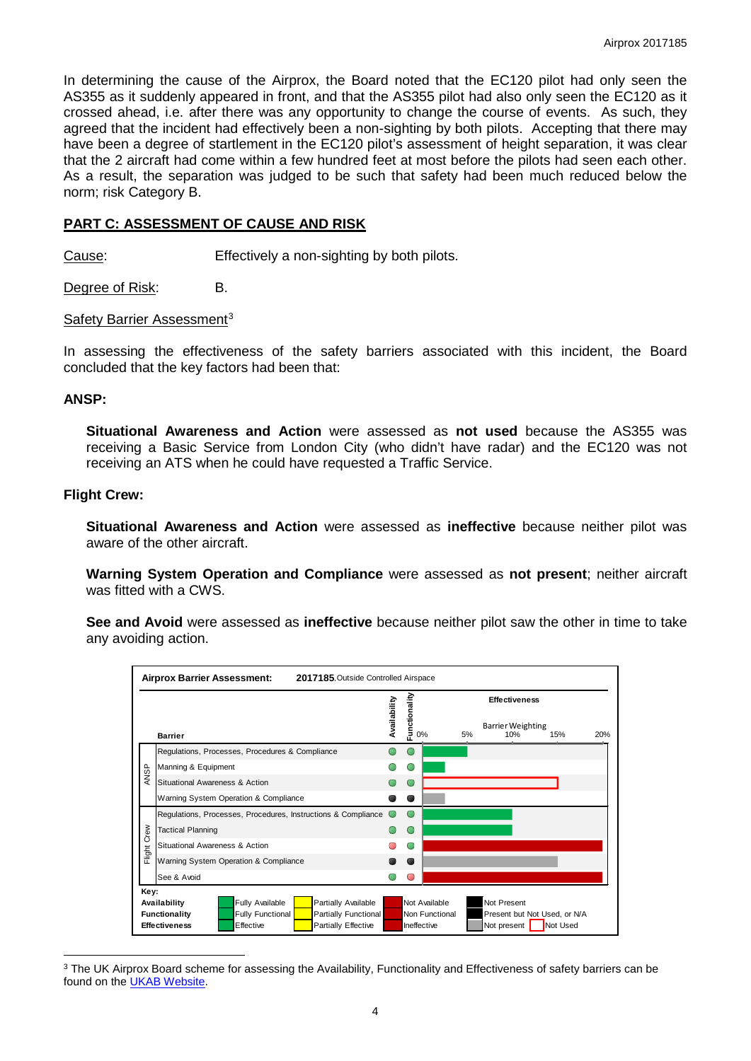In determining the cause of the Airprox, the Board noted that the EC120 pilot had only seen the AS355 as it suddenly appeared in front, and that the AS355 pilot had also only seen the EC120 as it crossed ahead, i.e. after there was any opportunity to change the course of events. As such, they agreed that the incident had effectively been a non-sighting by both pilots. Accepting that there may have been a degree of startlement in the EC120 pilot's assessment of height separation, it was clear that the 2 aircraft had come within a few hundred feet at most before the pilots had seen each other. As a result, the separation was judged to be such that safety had been much reduced below the norm; risk Category B.

## PART C: ASSESSMENT OF CAUSE AND RISK

Cause: Effectively a non-sighting by both pilots.

Degree of Risk: B.

Safety Barrier Assessment[3]

In assessing the effectiveness of the safety barriers associated with this incident, the Board concluded that the key factors had been that:

**ANSP:**

**Situational Awareness and Action** were assessed as **not used** because the AS355 was receiving a Basic Service from London City (who didn't have radar) and the EC120 was not receiving an ATS when he could have requested a Traffic Service.

**Flight Crew:**

**Situational Awareness and Action** were assessed as **ineffective** because neither pilot was aware of the other aircraft.

**Warning System Operation and Compliance** were assessed as **not present**; neither aircraft was fitted with a CWS.

**See and Avoid** were assessed as **ineffective** because neither pilot saw the other in time to take any avoiding action.

Airprox Barrier Assessment: 2017185 Outside Controlled Airspace

Barrier | Availability | Functionality | Effectiveness | Barrier Weighting | 0% | 5% | 10% | 15% | 20%

ANSP
Regulations, Processes, Procedures & Compliance
Manning & Equipment
Situational Awareness & Action
Warning System Operation & Compliance

Flight Crew
Regulations, Processes, Procedures, Instructions & Compliance
Tactical Planning
Situational Awareness & Action
Warning System Operation & Compliance
See & Avoid

Key:
Availability: Fully Available | Partially Available | Not Available | Not Present
Functionality: Fully Functional | Partially Functional | Non Functional | Present but Not Used, or N/A
Effectiveness: Effective | Partially Effective | Ineffective | Not present | Not Used

---

[3] The UK Airprox Board scheme for assessing the Availability, Functionality and Effectiveness of safety barriers can be found on the UKAB Website.